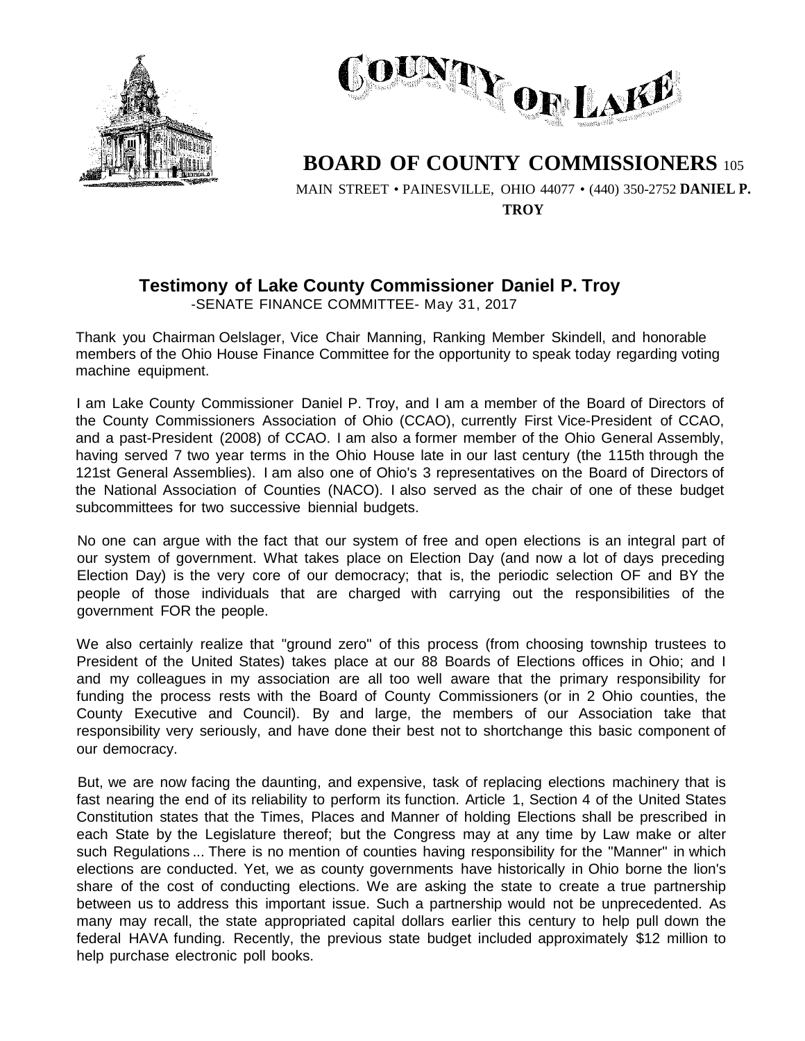# COUNTY OF LAKE

## BOARD OF COUNTY COMMISSIONERS

105 MAIN STREET • PAINESVILLE, OHIO 44077 • (440) 350-2752 **DANIEL P. TROY**

### Testimony of Lake County Commissioner Daniel P. Troy

-SENATE FINANCE COMMITTEE- May 31, 2017

Thank you Chairman Oelslager, Vice Chair Manning, Ranking Member Skindell, and honorable members of the Ohio House Finance Committee for the opportunity to speak today regarding voting machine equipment.

I am Lake County Commissioner Daniel P. Troy, and I am a member of the Board of Directors of the County Commissioners Association of Ohio (CCAO), currently First Vice-President of CCAO, and a past-President (2008) of CCAO. I am also a former member of the Ohio General Assembly, having served 7 two year terms in the Ohio House late in our last century (the 115th through the 121st General Assemblies). I am also one of Ohio's 3 representatives on the Board of Directors of the National Association of Counties (NACO). I also served as the chair of one of these budget subcommittees for two successive biennial budgets.

No one can argue with the fact that our system of free and open elections is an integral part of our system of government. What takes place on Election Day (and now a lot of days preceding Election Day) is the very core of our democracy; that is, the periodic selection OF and BY the people of those individuals that are charged with carrying out the responsibilities of the government FOR the people.

We also certainly realize that "ground zero" of this process (from choosing township trustees to President of the United States) takes place at our 88 Boards of Elections offices in Ohio; and I and my colleagues in my association are all too well aware that the primary responsibility for funding the process rests with the Board of County Commissioners (or in 2 Ohio counties, the County Executive and Council). By and large, the members of our Association take that responsibility very seriously, and have done their best not to shortchange this basic component of our democracy.

But, we are now facing the daunting, and expensive, task of replacing elections machinery that is fast nearing the end of its reliability to perform its function. Article 1, Section 4 of the United States Constitution states that the Times, Places and Manner of holding Elections shall be prescribed in each State by the Legislature thereof; but the Congress may at any time by Law make or alter such Regulations ... There is no mention of counties having responsibility for the "Manner" in which elections are conducted. Yet, we as county governments have historically in Ohio borne the lion's share of the cost of conducting elections. We are asking the state to create a true partnership between us to address this important issue. Such a partnership would not be unprecedented. As many may recall, the state appropriated capital dollars earlier this century to help pull down the federal HAVA funding. Recently, the previous state budget included approximately $12 million to help purchase electronic poll books.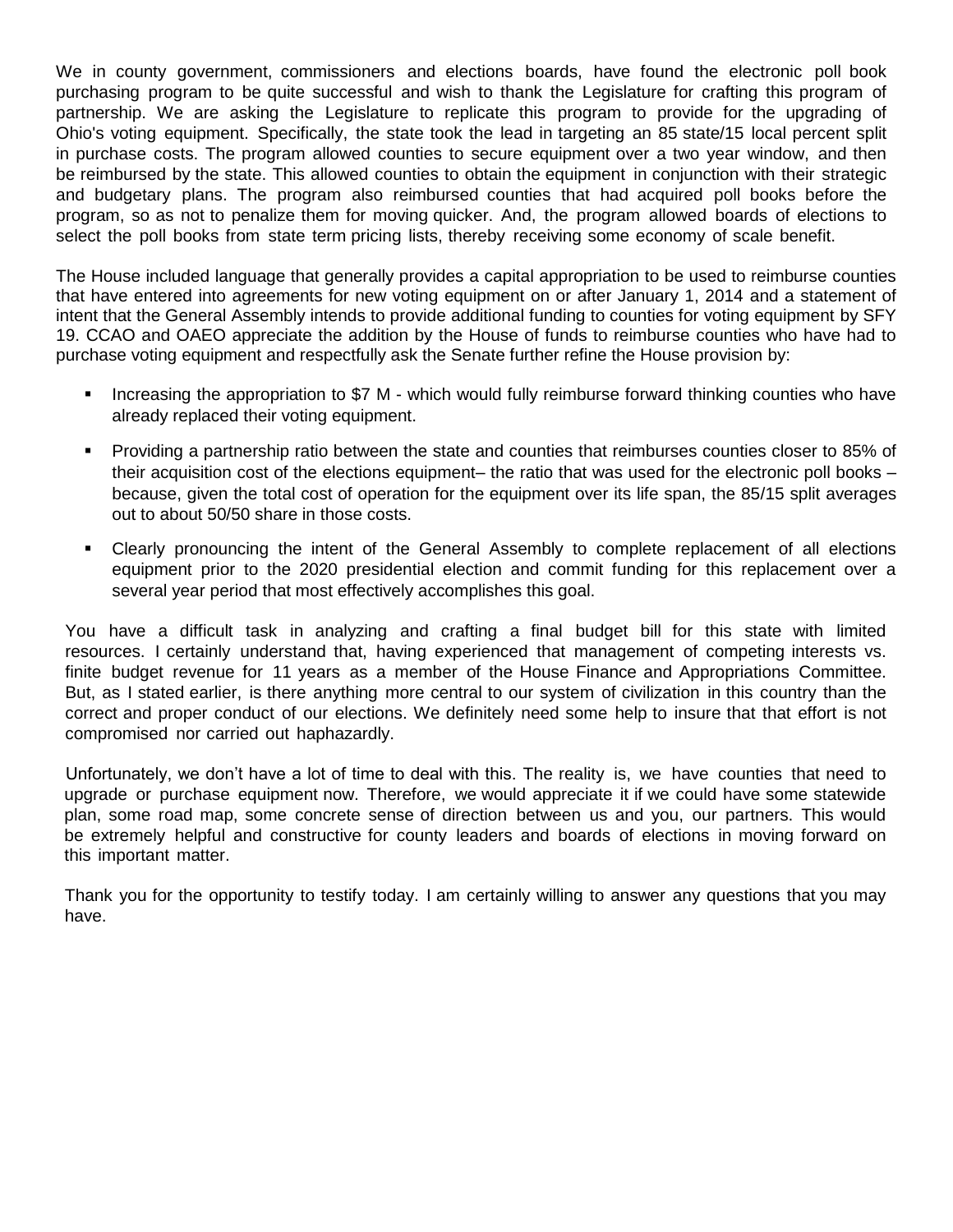We in county government, commissioners and elections boards, have found the electronic poll book purchasing program to be quite successful and wish to thank the Legislature for crafting this program of partnership. We are asking the Legislature to replicate this program to provide for the upgrading of Ohio's voting equipment. Specifically, the state took the lead in targeting an 85 state/15 local percent split in purchase costs. The program allowed counties to secure equipment over a two year window, and then be reimbursed by the state. This allowed counties to obtain the equipment in conjunction with their strategic and budgetary plans. The program also reimbursed counties that had acquired poll books before the program, so as not to penalize them for moving quicker. And, the program allowed boards of elections to select the poll books from state term pricing lists, thereby receiving some economy of scale benefit.

The House included language that generally provides a capital appropriation to be used to reimburse counties that have entered into agreements for new voting equipment on or after January 1, 2014 and a statement of intent that the General Assembly intends to provide additional funding to counties for voting equipment by SFY 19. CCAO and OAEO appreciate the addition by the House of funds to reimburse counties who have had to purchase voting equipment and respectfully ask the Senate further refine the House provision by:

- Increasing the appropriation to $7 M - which would fully reimburse forward thinking counties who have already replaced their voting equipment.
- Providing a partnership ratio between the state and counties that reimburses counties closer to 85% of their acquisition cost of the elections equipment– the ratio that was used for the electronic poll books – because, given the total cost of operation for the equipment over its life span, the 85/15 split averages out to about 50/50 share in those costs.
- Clearly pronouncing the intent of the General Assembly to complete replacement of all elections equipment prior to the 2020 presidential election and commit funding for this replacement over a several year period that most effectively accomplishes this goal.

You have a difficult task in analyzing and crafting a final budget bill for this state with limited resources. I certainly understand that, having experienced that management of competing interests vs. finite budget revenue for 11 years as a member of the House Finance and Appropriations Committee. But, as I stated earlier, is there anything more central to our system of civilization in this country than the correct and proper conduct of our elections. We definitely need some help to insure that that effort is not compromised nor carried out haphazardly.

Unfortunately, we don't have a lot of time to deal with this. The reality is, we have counties that need to upgrade or purchase equipment now. Therefore, we would appreciate it if we could have some statewide plan, some road map, some concrete sense of direction between us and you, our partners. This would be extremely helpful and constructive for county leaders and boards of elections in moving forward on this important matter.

Thank you for the opportunity to testify today. I am certainly willing to answer any questions that you may have.